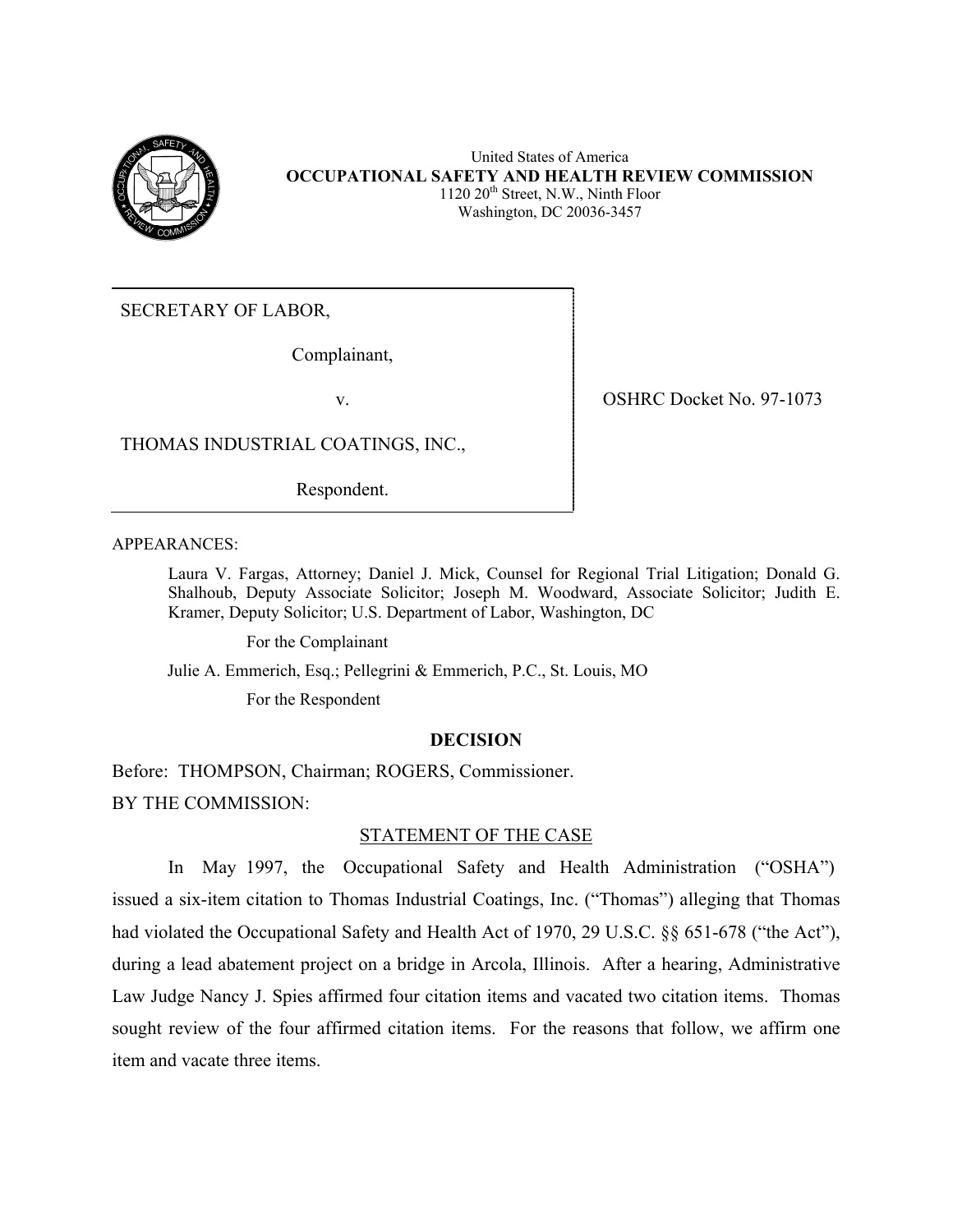United States of America
**OCCUPATIONAL SAFETY AND HEALTH REVIEW COMMISSION**
1120 20th Street, N.W., Ninth Floor
Washington, DC 20036-3457

| | |
|---|---|
| SECRETARY OF LABOR,<br><br>Complainant,<br><br>v.<br><br>THOMAS INDUSTRIAL COATINGS, INC.,<br><br>Respondent. | OSHRC Docket No. 97-1073 |

APPEARANCES:

Laura V. Fargas, Attorney; Daniel J. Mick, Counsel for Regional Trial Litigation; Donald G. Shalhoub, Deputy Associate Solicitor; Joseph M. Woodward, Associate Solicitor; Judith E. Kramer, Deputy Solicitor; U.S. Department of Labor, Washington, DC

For the Complainant

Julie A. Emmerich, Esq.; Pellegrini & Emmerich, P.C., St. Louis, MO

For the Respondent

**DECISION**

Before: THOMPSON, Chairman; ROGERS, Commissioner.

BY THE COMMISSION:

STATEMENT OF THE CASE

In May 1997, the Occupational Safety and Health Administration ("OSHA") issued a six-item citation to Thomas Industrial Coatings, Inc. ("Thomas") alleging that Thomas had violated the Occupational Safety and Health Act of 1970, 29 U.S.C. §§ 651-678 ("the Act"), during a lead abatement project on a bridge in Arcola, Illinois. After a hearing, Administrative Law Judge Nancy J. Spies affirmed four citation items and vacated two citation items. Thomas sought review of the four affirmed citation items. For the reasons that follow, we affirm one item and vacate three items.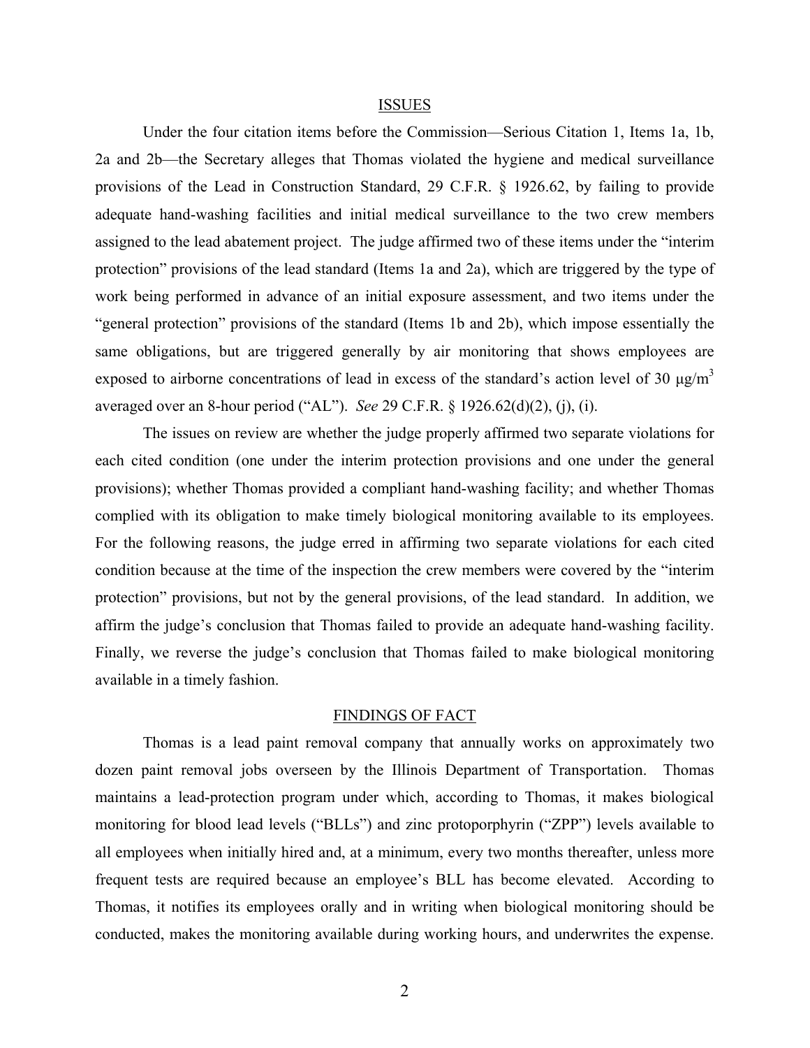## ISSUES

Under the four citation items before the Commission—Serious Citation 1, Items 1a, 1b, 2a and 2b—the Secretary alleges that Thomas violated the hygiene and medical surveillance provisions of the Lead in Construction Standard, 29 C.F.R. § 1926.62, by failing to provide adequate hand-washing facilities and initial medical surveillance to the two crew members assigned to the lead abatement project. The judge affirmed two of these items under the "interim protection" provisions of the lead standard (Items 1a and 2a), which are triggered by the type of work being performed in advance of an initial exposure assessment, and two items under the "general protection" provisions of the standard (Items 1b and 2b), which impose essentially the same obligations, but are triggered generally by air monitoring that shows employees are exposed to airborne concentrations of lead in excess of the standard's action level of 30 $\mu g/m^3$ averaged over an 8-hour period ("AL"). *See* 29 C.F.R. § 1926.62(d)(2), (j), (i).

The issues on review are whether the judge properly affirmed two separate violations for each cited condition (one under the interim protection provisions and one under the general provisions); whether Thomas provided a compliant hand-washing facility; and whether Thomas complied with its obligation to make timely biological monitoring available to its employees. For the following reasons, the judge erred in affirming two separate violations for each cited condition because at the time of the inspection the crew members were covered by the "interim protection" provisions, but not by the general provisions, of the lead standard. In addition, we affirm the judge's conclusion that Thomas failed to provide an adequate hand-washing facility. Finally, we reverse the judge's conclusion that Thomas failed to make biological monitoring available in a timely fashion.

## FINDINGS OF FACT

Thomas is a lead paint removal company that annually works on approximately two dozen paint removal jobs overseen by the Illinois Department of Transportation. Thomas maintains a lead-protection program under which, according to Thomas, it makes biological monitoring for blood lead levels ("BLLs") and zinc protoporphyrin ("ZPP") levels available to all employees when initially hired and, at a minimum, every two months thereafter, unless more frequent tests are required because an employee's BLL has become elevated. According to Thomas, it notifies its employees orally and in writing when biological monitoring should be conducted, makes the monitoring available during working hours, and underwrites the expense.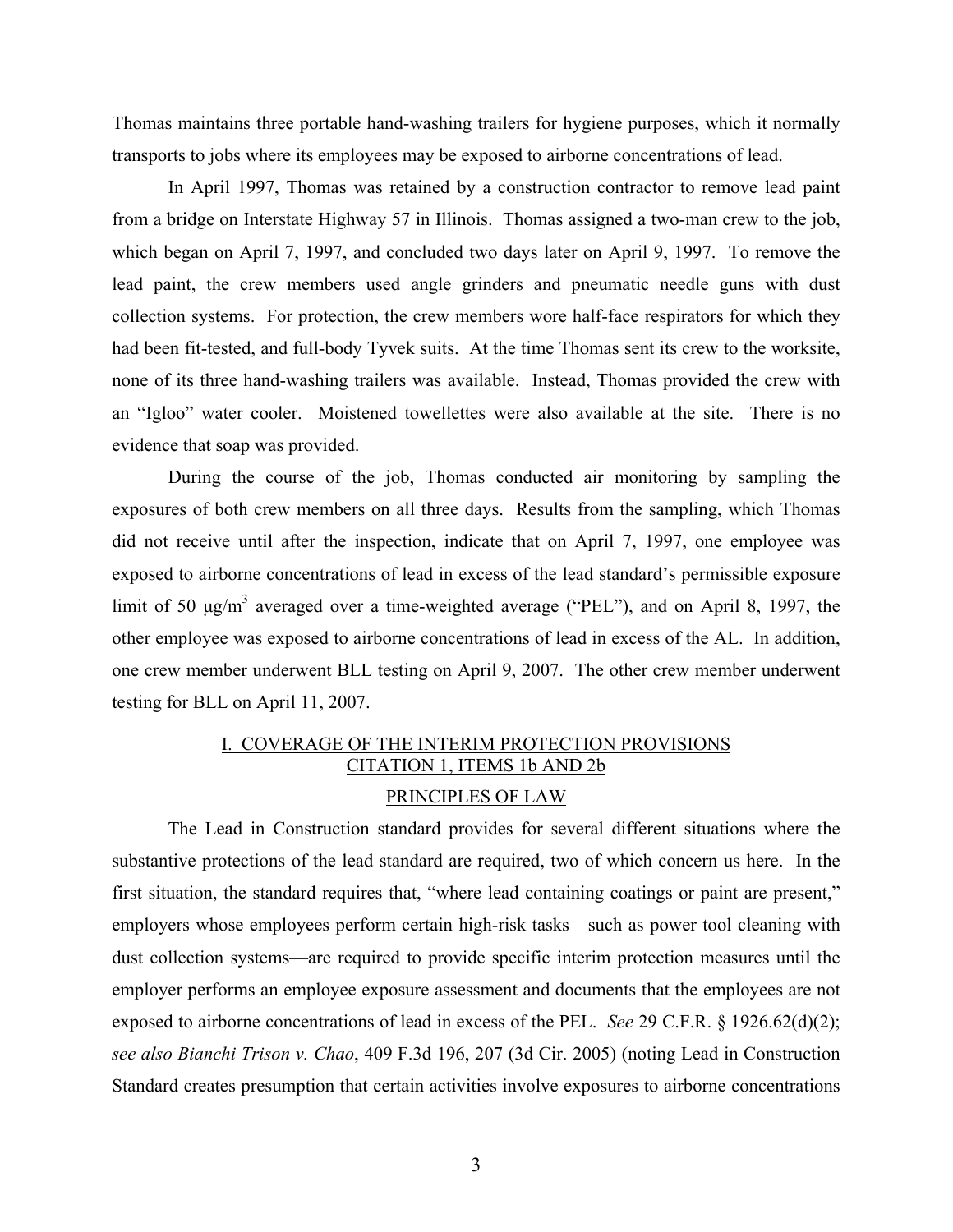Thomas maintains three portable hand-washing trailers for hygiene purposes, which it normally transports to jobs where its employees may be exposed to airborne concentrations of lead.

In April 1997, Thomas was retained by a construction contractor to remove lead paint from a bridge on Interstate Highway 57 in Illinois. Thomas assigned a two-man crew to the job, which began on April 7, 1997, and concluded two days later on April 9, 1997. To remove the lead paint, the crew members used angle grinders and pneumatic needle guns with dust collection systems. For protection, the crew members wore half-face respirators for which they had been fit-tested, and full-body Tyvek suits. At the time Thomas sent its crew to the worksite, none of its three hand-washing trailers was available. Instead, Thomas provided the crew with an "Igloo" water cooler. Moistened towellettes were also available at the site. There is no evidence that soap was provided.

During the course of the job, Thomas conducted air monitoring by sampling the exposures of both crew members on all three days. Results from the sampling, which Thomas did not receive until after the inspection, indicate that on April 7, 1997, one employee was exposed to airborne concentrations of lead in excess of the lead standard's permissible exposure limit of 50 $\mu g/m^3$ averaged over a time-weighted average ("PEL"), and on April 8, 1997, the other employee was exposed to airborne concentrations of lead in excess of the AL. In addition, one crew member underwent BLL testing on April 9, 2007. The other crew member underwent testing for BLL on April 11, 2007.

## I. COVERAGE OF THE INTERIM PROTECTION PROVISIONS CITATION 1, ITEMS 1b AND 2b

### PRINCIPLES OF LAW

The Lead in Construction standard provides for several different situations where the substantive protections of the lead standard are required, two of which concern us here. In the first situation, the standard requires that, "where lead containing coatings or paint are present," employers whose employees perform certain high-risk tasks—such as power tool cleaning with dust collection systems—are required to provide specific interim protection measures until the employer performs an employee exposure assessment and documents that the employees are not exposed to airborne concentrations of lead in excess of the PEL. *See* 29 C.F.R. § 1926.62(d)(2); *see also Bianchi Trison v. Chao*, 409 F.3d 196, 207 (3d Cir. 2005) (noting Lead in Construction Standard creates presumption that certain activities involve exposures to airborne concentrations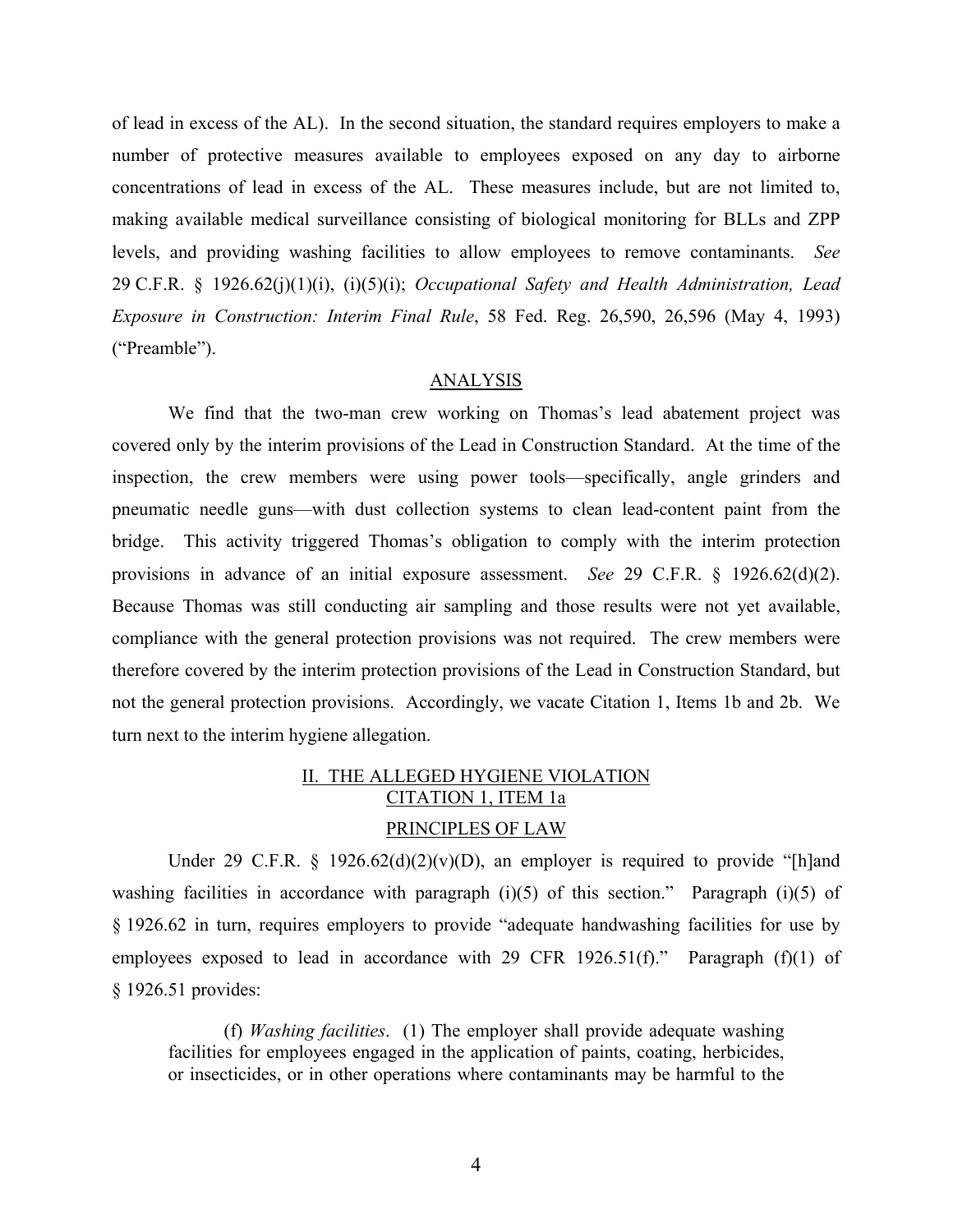of lead in excess of the AL). In the second situation, the standard requires employers to make a number of protective measures available to employees exposed on any day to airborne concentrations of lead in excess of the AL. These measures include, but are not limited to, making available medical surveillance consisting of biological monitoring for BLLs and ZPP levels, and providing washing facilities to allow employees to remove contaminants. *See* 29 C.F.R. § 1926.62(j)(1)(i), (i)(5)(i); *Occupational Safety and Health Administration, Lead Exposure in Construction: Interim Final Rule*, 58 Fed. Reg. 26,590, 26,596 (May 4, 1993) ("Preamble").

## ANALYSIS

We find that the two-man crew working on Thomas's lead abatement project was covered only by the interim provisions of the Lead in Construction Standard. At the time of the inspection, the crew members were using power tools—specifically, angle grinders and pneumatic needle guns—with dust collection systems to clean lead-content paint from the bridge. This activity triggered Thomas's obligation to comply with the interim protection provisions in advance of an initial exposure assessment. *See* 29 C.F.R. § 1926.62(d)(2). Because Thomas was still conducting air sampling and those results were not yet available, compliance with the general protection provisions was not required. The crew members were therefore covered by the interim protection provisions of the Lead in Construction Standard, but not the general protection provisions. Accordingly, we vacate Citation 1, Items 1b and 2b. We turn next to the interim hygiene allegation.

## II. THE ALLEGED HYGIENE VIOLATION CITATION 1, ITEM 1a

### PRINCIPLES OF LAW

Under 29 C.F.R. § 1926.62(d)(2)(v)(D), an employer is required to provide "[h]and washing facilities in accordance with paragraph (i)(5) of this section." Paragraph (i)(5) of § 1926.62 in turn, requires employers to provide "adequate handwashing facilities for use by employees exposed to lead in accordance with 29 CFR 1926.51(f)." Paragraph (f)(1) of § 1926.51 provides:

> (f) *Washing facilities*. (1) The employer shall provide adequate washing facilities for employees engaged in the application of paints, coating, herbicides, or insecticides, or in other operations where contaminants may be harmful to the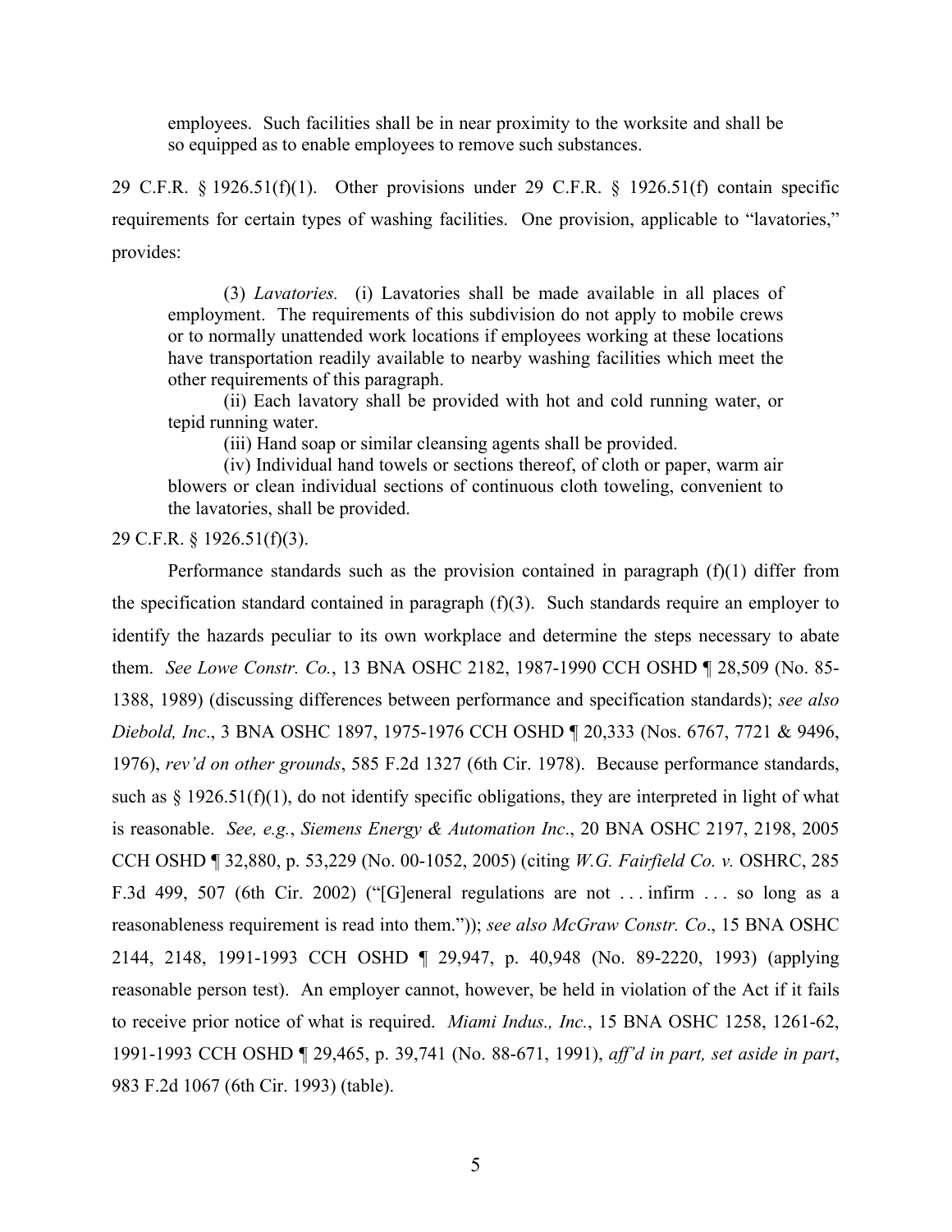> employees. Such facilities shall be in near proximity to the worksite and shall be so equipped as to enable employees to remove such substances.

29 C.F.R. § 1926.51(f)(1). Other provisions under 29 C.F.R. § 1926.51(f) contain specific requirements for certain types of washing facilities. One provision, applicable to "lavatories," provides:

> (3) *Lavatories.* (i) Lavatories shall be made available in all places of employment. The requirements of this subdivision do not apply to mobile crews or to normally unattended work locations if employees working at these locations have transportation readily available to nearby washing facilities which meet the other requirements of this paragraph.
>
> (ii) Each lavatory shall be provided with hot and cold running water, or tepid running water.
>
> (iii) Hand soap or similar cleansing agents shall be provided.
>
> (iv) Individual hand towels or sections thereof, of cloth or paper, warm air blowers or clean individual sections of continuous cloth toweling, convenient to the lavatories, shall be provided.

29 C.F.R. § 1926.51(f)(3).

Performance standards such as the provision contained in paragraph (f)(1) differ from the specification standard contained in paragraph (f)(3). Such standards require an employer to identify the hazards peculiar to its own workplace and determine the steps necessary to abate them. *See Lowe Constr. Co.*, 13 BNA OSHC 2182, 1987-1990 CCH OSHD ¶ 28,509 (No. 85-1388, 1989) (discussing differences between performance and specification standards); *see also Diebold, Inc*., 3 BNA OSHC 1897, 1975-1976 CCH OSHD ¶ 20,333 (Nos. 6767, 7721 & 9496, 1976), *rev'd on other grounds*, 585 F.2d 1327 (6th Cir. 1978). Because performance standards, such as § 1926.51(f)(1), do not identify specific obligations, they are interpreted in light of what is reasonable. *See, e.g.*, *Siemens Energy & Automation Inc*., 20 BNA OSHC 2197, 2198, 2005 CCH OSHD ¶ 32,880, p. 53,229 (No. 00-1052, 2005) (citing *W.G. Fairfield Co. v.* OSHRC, 285 F.3d 499, 507 (6th Cir. 2002) ("[G]eneral regulations are not . . . infirm . . . so long as a reasonableness requirement is read into them.")); *see also McGraw Constr. Co*., 15 BNA OSHC 2144, 2148, 1991-1993 CCH OSHD ¶ 29,947, p. 40,948 (No. 89-2220, 1993) (applying reasonable person test). An employer cannot, however, be held in violation of the Act if it fails to receive prior notice of what is required. *Miami Indus., Inc.*, 15 BNA OSHC 1258, 1261-62, 1991-1993 CCH OSHD ¶ 29,465, p. 39,741 (No. 88-671, 1991), *aff'd in part, set aside in part*, 983 F.2d 1067 (6th Cir. 1993) (table).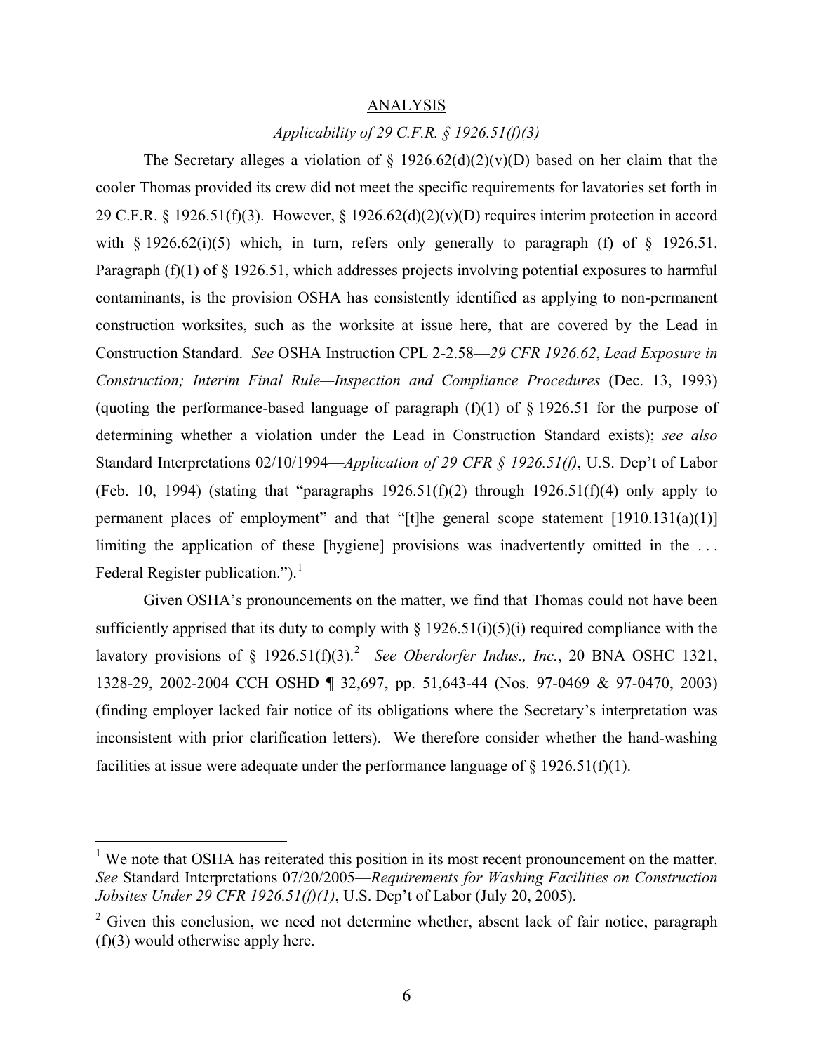## ANALYSIS

### *Applicability of 29 C.F.R. § 1926.51(f)(3)*

The Secretary alleges a violation of § 1926.62(d)(2)(v)(D) based on her claim that the cooler Thomas provided its crew did not meet the specific requirements for lavatories set forth in 29 C.F.R. § 1926.51(f)(3). However, § 1926.62(d)(2)(v)(D) requires interim protection in accord with § 1926.62(i)(5) which, in turn, refers only generally to paragraph (f) of § 1926.51. Paragraph (f)(1) of § 1926.51, which addresses projects involving potential exposures to harmful contaminants, is the provision OSHA has consistently identified as applying to non-permanent construction worksites, such as the worksite at issue here, that are covered by the Lead in Construction Standard. *See* OSHA Instruction CPL 2-2.58—*29 CFR 1926.62*, *Lead Exposure in Construction; Interim Final Rule—Inspection and Compliance Procedures* (Dec. 13, 1993) (quoting the performance-based language of paragraph (f)(1) of § 1926.51 for the purpose of determining whether a violation under the Lead in Construction Standard exists); *see also* Standard Interpretations 02/10/1994—*Application of 29 CFR § 1926.51(f)*, U.S. Dep't of Labor (Feb. 10, 1994) (stating that "paragraphs 1926.51(f)(2) through 1926.51(f)(4) only apply to permanent places of employment" and that "[t]he general scope statement [1910.131(a)(1)] limiting the application of these [hygiene] provisions was inadvertently omitted in the . . . Federal Register publication.").[1]

Given OSHA's pronouncements on the matter, we find that Thomas could not have been sufficiently apprised that its duty to comply with § 1926.51(i)(5)(i) required compliance with the lavatory provisions of § 1926.51(f)(3).[2] *See Oberdorfer Indus., Inc.*, 20 BNA OSHC 1321, 1328-29, 2002-2004 CCH OSHD ¶ 32,697, pp. 51,643-44 (Nos. 97-0469 & 97-0470, 2003) (finding employer lacked fair notice of its obligations where the Secretary's interpretation was inconsistent with prior clarification letters). We therefore consider whether the hand-washing facilities at issue were adequate under the performance language of § 1926.51(f)(1).

---

[1] We note that OSHA has reiterated this position in its most recent pronouncement on the matter. *See* Standard Interpretations 07/20/2005—*Requirements for Washing Facilities on Construction Jobsites Under 29 CFR 1926.51(f)(1)*, U.S. Dep't of Labor (July 20, 2005).

[2] Given this conclusion, we need not determine whether, absent lack of fair notice, paragraph (f)(3) would otherwise apply here.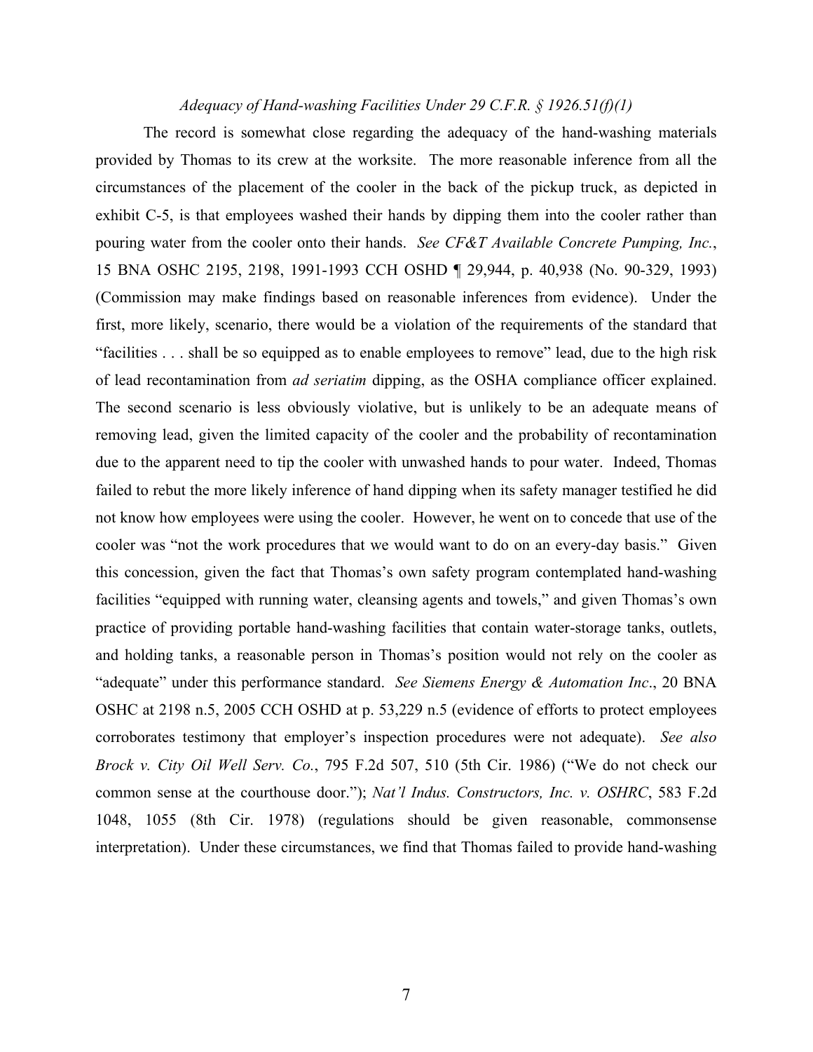*Adequacy of Hand-washing Facilities Under 29 C.F.R. § 1926.51(f)(1)*

The record is somewhat close regarding the adequacy of the hand-washing materials provided by Thomas to its crew at the worksite. The more reasonable inference from all the circumstances of the placement of the cooler in the back of the pickup truck, as depicted in exhibit C-5, is that employees washed their hands by dipping them into the cooler rather than pouring water from the cooler onto their hands. *See CF&T Available Concrete Pumping, Inc.*, 15 BNA OSHC 2195, 2198, 1991-1993 CCH OSHD ¶ 29,944, p. 40,938 (No. 90-329, 1993) (Commission may make findings based on reasonable inferences from evidence). Under the first, more likely, scenario, there would be a violation of the requirements of the standard that "facilities . . . shall be so equipped as to enable employees to remove" lead, due to the high risk of lead recontamination from *ad seriatim* dipping, as the OSHA compliance officer explained. The second scenario is less obviously violative, but is unlikely to be an adequate means of removing lead, given the limited capacity of the cooler and the probability of recontamination due to the apparent need to tip the cooler with unwashed hands to pour water. Indeed, Thomas failed to rebut the more likely inference of hand dipping when its safety manager testified he did not know how employees were using the cooler. However, he went on to concede that use of the cooler was "not the work procedures that we would want to do on an every-day basis." Given this concession, given the fact that Thomas's own safety program contemplated hand-washing facilities "equipped with running water, cleansing agents and towels," and given Thomas's own practice of providing portable hand-washing facilities that contain water-storage tanks, outlets, and holding tanks, a reasonable person in Thomas's position would not rely on the cooler as "adequate" under this performance standard. *See Siemens Energy & Automation Inc*., 20 BNA OSHC at 2198 n.5, 2005 CCH OSHD at p. 53,229 n.5 (evidence of efforts to protect employees corroborates testimony that employer's inspection procedures were not adequate). *See also Brock v. City Oil Well Serv. Co.*, 795 F.2d 507, 510 (5th Cir. 1986) ("We do not check our common sense at the courthouse door."); *Nat'l Indus. Constructors, Inc. v. OSHRC*, 583 F.2d 1048, 1055 (8th Cir. 1978) (regulations should be given reasonable, commonsense interpretation). Under these circumstances, we find that Thomas failed to provide hand-washing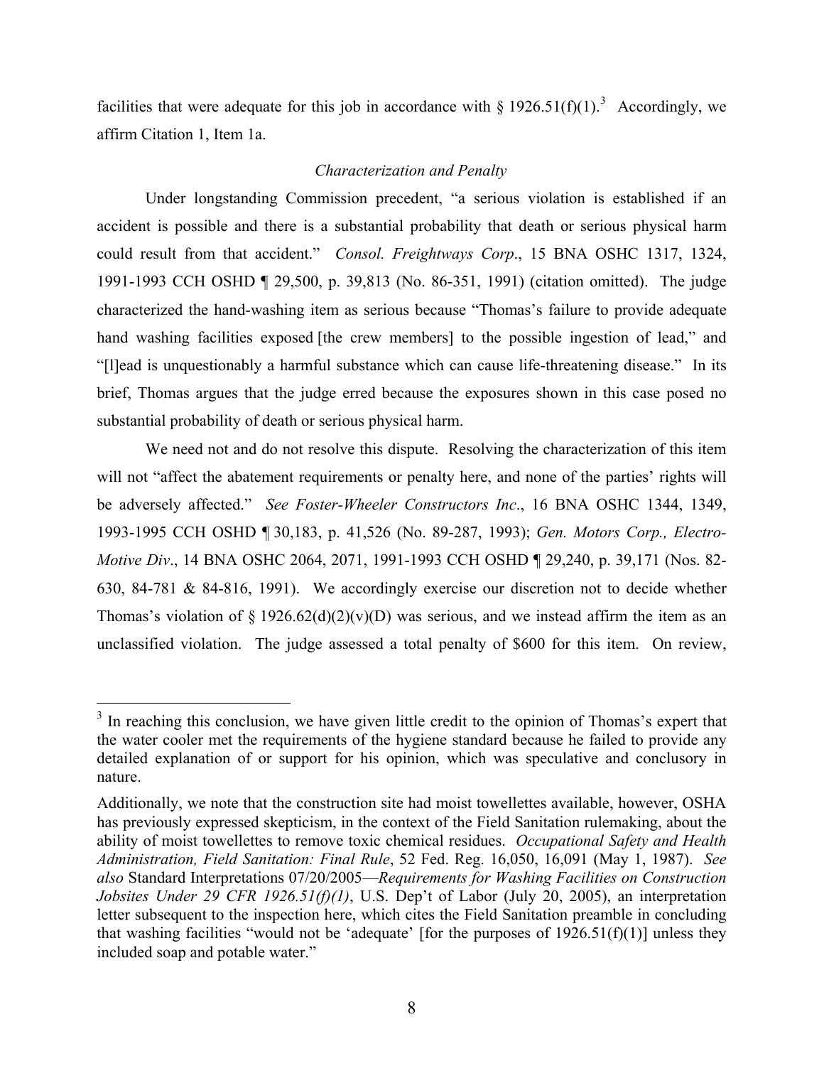facilities that were adequate for this job in accordance with § 1926.51(f)(1).[3] Accordingly, we affirm Citation 1, Item 1a.

### *Characterization and Penalty*

Under longstanding Commission precedent, "a serious violation is established if an accident is possible and there is a substantial probability that death or serious physical harm could result from that accident." *Consol. Freightways Corp*., 15 BNA OSHC 1317, 1324, 1991-1993 CCH OSHD ¶ 29,500, p. 39,813 (No. 86-351, 1991) (citation omitted). The judge characterized the hand-washing item as serious because "Thomas's failure to provide adequate hand washing facilities exposed [the crew members] to the possible ingestion of lead," and "[l]ead is unquestionably a harmful substance which can cause life-threatening disease." In its brief, Thomas argues that the judge erred because the exposures shown in this case posed no substantial probability of death or serious physical harm.

We need not and do not resolve this dispute. Resolving the characterization of this item will not "affect the abatement requirements or penalty here, and none of the parties' rights will be adversely affected." *See Foster-Wheeler Constructors Inc*., 16 BNA OSHC 1344, 1349, 1993-1995 CCH OSHD ¶ 30,183, p. 41,526 (No. 89-287, 1993); *Gen. Motors Corp., Electro-Motive Div*., 14 BNA OSHC 2064, 2071, 1991-1993 CCH OSHD ¶ 29,240, p. 39,171 (Nos. 82-630, 84-781 & 84-816, 1991). We accordingly exercise our discretion not to decide whether Thomas's violation of § 1926.62(d)(2)(v)(D) was serious, and we instead affirm the item as an unclassified violation. The judge assessed a total penalty of $600 for this item. On review,

---

[3] In reaching this conclusion, we have given little credit to the opinion of Thomas's expert that the water cooler met the requirements of the hygiene standard because he failed to provide any detailed explanation of or support for his opinion, which was speculative and conclusory in nature.

Additionally, we note that the construction site had moist towellettes available, however, OSHA has previously expressed skepticism, in the context of the Field Sanitation rulemaking, about the ability of moist towellettes to remove toxic chemical residues. *Occupational Safety and Health Administration, Field Sanitation: Final Rule*, 52 Fed. Reg. 16,050, 16,091 (May 1, 1987). *See also* Standard Interpretations 07/20/2005—*Requirements for Washing Facilities on Construction Jobsites Under 29 CFR 1926.51(f)(1)*, U.S. Dep't of Labor (July 20, 2005), an interpretation letter subsequent to the inspection here, which cites the Field Sanitation preamble in concluding that washing facilities "would not be 'adequate' [for the purposes of 1926.51(f)(1)] unless they included soap and potable water."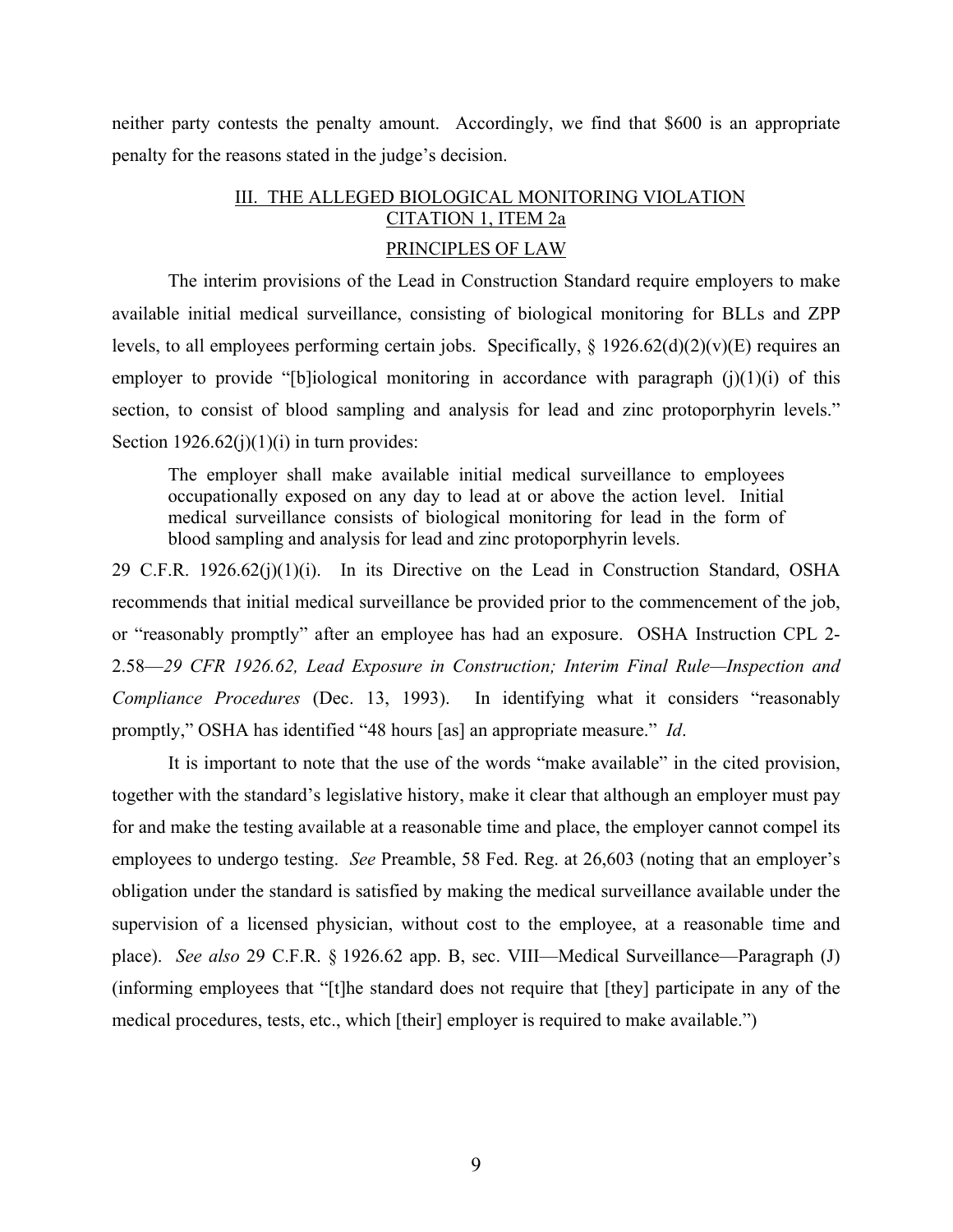neither party contests the penalty amount. Accordingly, we find that $600 is an appropriate penalty for the reasons stated in the judge's decision.

## III. THE ALLEGED BIOLOGICAL MONITORING VIOLATION CITATION 1, ITEM 2a

### PRINCIPLES OF LAW

The interim provisions of the Lead in Construction Standard require employers to make available initial medical surveillance, consisting of biological monitoring for BLLs and ZPP levels, to all employees performing certain jobs. Specifically, § 1926.62(d)(2)(v)(E) requires an employer to provide "[b]iological monitoring in accordance with paragraph (j)(1)(i) of this section, to consist of blood sampling and analysis for lead and zinc protoporphyrin levels." Section 1926.62(j)(1)(i) in turn provides:

> The employer shall make available initial medical surveillance to employees occupationally exposed on any day to lead at or above the action level. Initial medical surveillance consists of biological monitoring for lead in the form of blood sampling and analysis for lead and zinc protoporphyrin levels.

29 C.F.R. 1926.62(j)(1)(i). In its Directive on the Lead in Construction Standard, OSHA recommends that initial medical surveillance be provided prior to the commencement of the job, or "reasonably promptly" after an employee has had an exposure. OSHA Instruction CPL 2-2.58—*29 CFR 1926.62, Lead Exposure in Construction; Interim Final Rule—Inspection and Compliance Procedures* (Dec. 13, 1993). In identifying what it considers "reasonably promptly," OSHA has identified "48 hours [as] an appropriate measure." *Id*.

It is important to note that the use of the words "make available" in the cited provision, together with the standard's legislative history, make it clear that although an employer must pay for and make the testing available at a reasonable time and place, the employer cannot compel its employees to undergo testing. *See* Preamble, 58 Fed. Reg. at 26,603 (noting that an employer's obligation under the standard is satisfied by making the medical surveillance available under the supervision of a licensed physician, without cost to the employee, at a reasonable time and place). *See also* 29 C.F.R. § 1926.62 app. B, sec. VIII—Medical Surveillance—Paragraph (J) (informing employees that "[t]he standard does not require that [they] participate in any of the medical procedures, tests, etc., which [their] employer is required to make available.")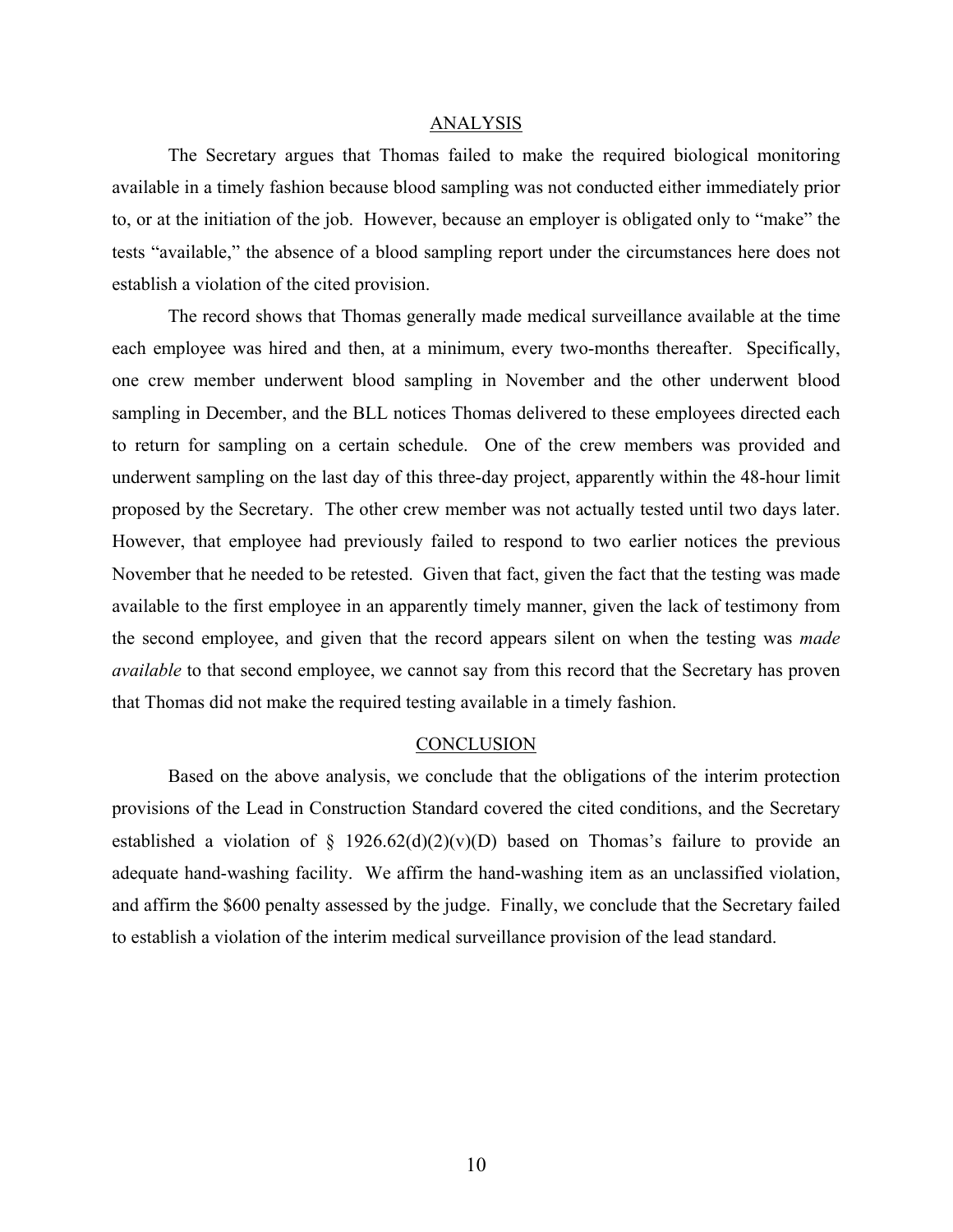## ANALYSIS

The Secretary argues that Thomas failed to make the required biological monitoring available in a timely fashion because blood sampling was not conducted either immediately prior to, or at the initiation of the job. However, because an employer is obligated only to "make" the tests "available," the absence of a blood sampling report under the circumstances here does not establish a violation of the cited provision.

The record shows that Thomas generally made medical surveillance available at the time each employee was hired and then, at a minimum, every two-months thereafter. Specifically, one crew member underwent blood sampling in November and the other underwent blood sampling in December, and the BLL notices Thomas delivered to these employees directed each to return for sampling on a certain schedule. One of the crew members was provided and underwent sampling on the last day of this three-day project, apparently within the 48-hour limit proposed by the Secretary. The other crew member was not actually tested until two days later. However, that employee had previously failed to respond to two earlier notices the previous November that he needed to be retested. Given that fact, given the fact that the testing was made available to the first employee in an apparently timely manner, given the lack of testimony from the second employee, and given that the record appears silent on when the testing was *made available* to that second employee, we cannot say from this record that the Secretary has proven that Thomas did not make the required testing available in a timely fashion.

## CONCLUSION

Based on the above analysis, we conclude that the obligations of the interim protection provisions of the Lead in Construction Standard covered the cited conditions, and the Secretary established a violation of § 1926.62(d)(2)(v)(D) based on Thomas's failure to provide an adequate hand-washing facility. We affirm the hand-washing item as an unclassified violation, and affirm the $600 penalty assessed by the judge. Finally, we conclude that the Secretary failed to establish a violation of the interim medical surveillance provision of the lead standard.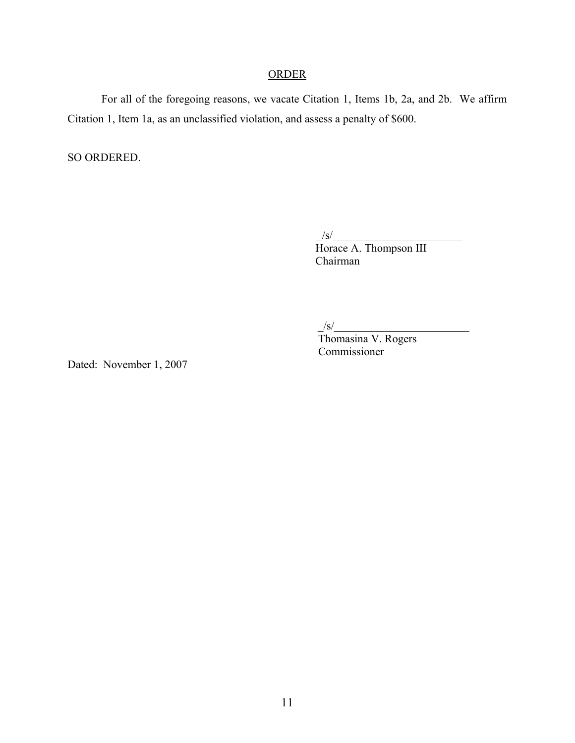## ORDER

For all of the foregoing reasons, we vacate Citation 1, Items 1b, 2a, and 2b. We affirm Citation 1, Item 1a, as an unclassified violation, and assess a penalty of $600.

SO ORDERED.

_/s/________________________
Horace A. Thompson III
Chairman

_/s/________________________
Thomasina V. Rogers
Commissioner

Dated: November 1, 2007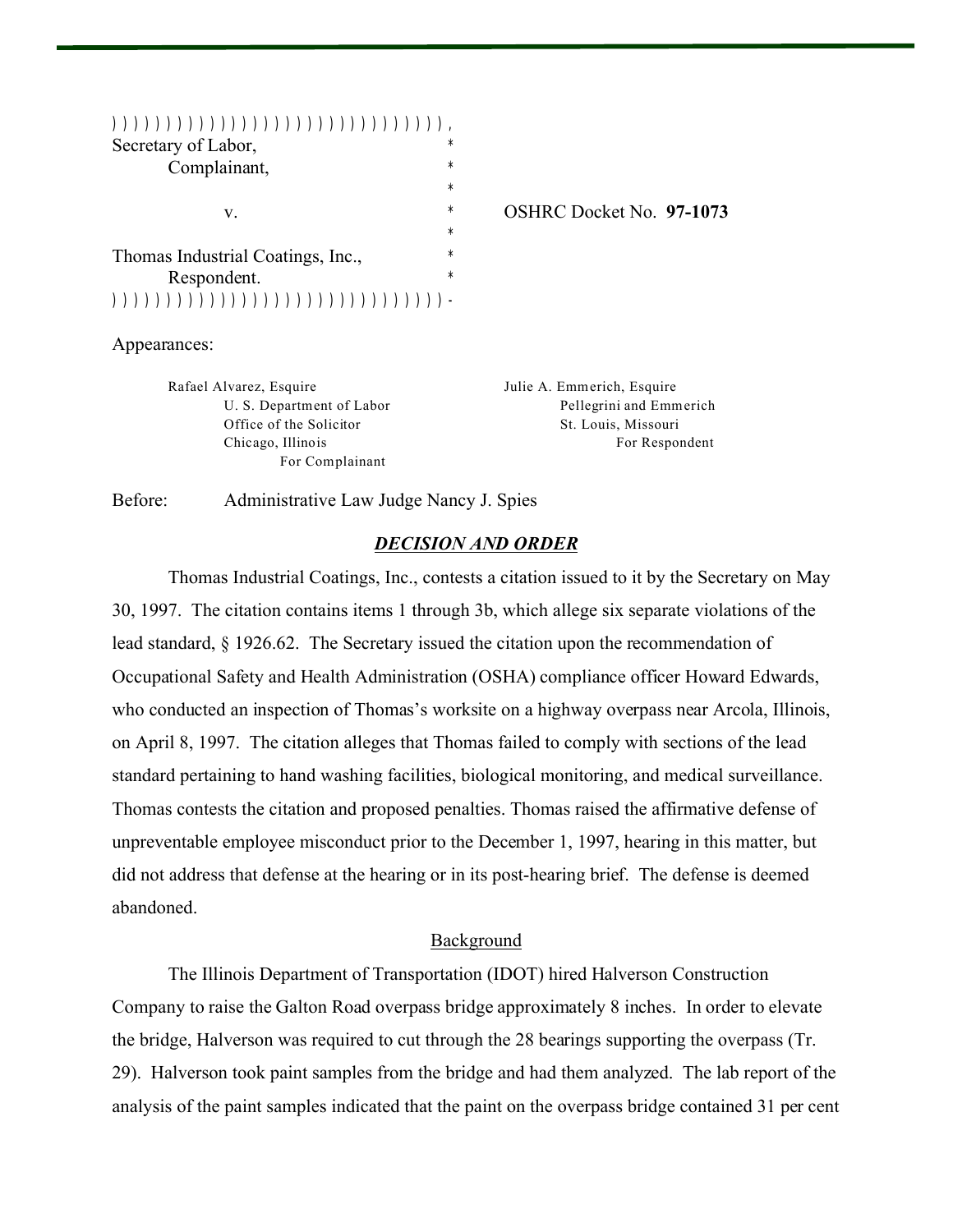Secretary of Labor,
Complainant,

v.

Thomas Industrial Coatings, Inc.,
Respondent.

OSHRC Docket No. **97-1073**

Appearances:

Rafael Alvarez, Esquire
U. S. Department of Labor
Office of the Solicitor
Chicago, Illinois
For Complainant

Julie A. Emmerich, Esquire
Pellegrini and Emmerich
St. Louis, Missouri
For Respondent

Before: Administrative Law Judge Nancy J. Spies

## ***DECISION AND ORDER***

Thomas Industrial Coatings, Inc., contests a citation issued to it by the Secretary on May 30, 1997. The citation contains items 1 through 3b, which allege six separate violations of the lead standard, § 1926.62. The Secretary issued the citation upon the recommendation of Occupational Safety and Health Administration (OSHA) compliance officer Howard Edwards, who conducted an inspection of Thomas's worksite on a highway overpass near Arcola, Illinois, on April 8, 1997. The citation alleges that Thomas failed to comply with sections of the lead standard pertaining to hand washing facilities, biological monitoring, and medical surveillance. Thomas contests the citation and proposed penalties. Thomas raised the affirmative defense of unpreventable employee misconduct prior to the December 1, 1997, hearing in this matter, but did not address that defense at the hearing or in its post-hearing brief. The defense is deemed abandoned.

### Background

The Illinois Department of Transportation (IDOT) hired Halverson Construction Company to raise the Galton Road overpass bridge approximately 8 inches. In order to elevate the bridge, Halverson was required to cut through the 28 bearings supporting the overpass (Tr. 29). Halverson took paint samples from the bridge and had them analyzed. The lab report of the analysis of the paint samples indicated that the paint on the overpass bridge contained 31 per cent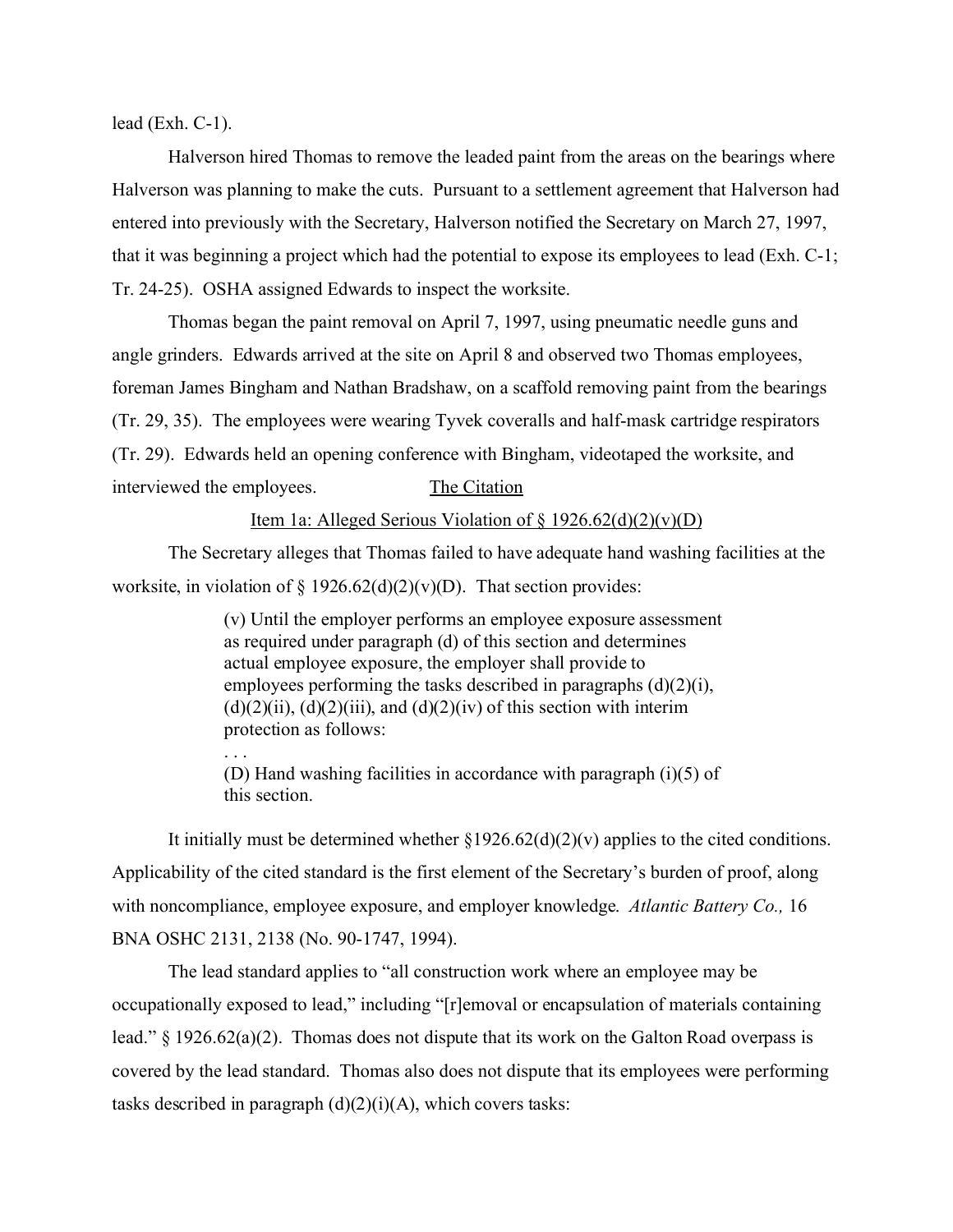lead (Exh. C-1).

Halverson hired Thomas to remove the leaded paint from the areas on the bearings where Halverson was planning to make the cuts. Pursuant to a settlement agreement that Halverson had entered into previously with the Secretary, Halverson notified the Secretary on March 27, 1997, that it was beginning a project which had the potential to expose its employees to lead (Exh. C-1; Tr. 24-25). OSHA assigned Edwards to inspect the worksite.

Thomas began the paint removal on April 7, 1997, using pneumatic needle guns and angle grinders. Edwards arrived at the site on April 8 and observed two Thomas employees, foreman James Bingham and Nathan Bradshaw, on a scaffold removing paint from the bearings (Tr. 29, 35). The employees were wearing Tyvek coveralls and half-mask cartridge respirators (Tr. 29). Edwards held an opening conference with Bingham, videotaped the worksite, and interviewed the employees.

## The Citation

### Item 1a: Alleged Serious Violation of § 1926.62(d)(2)(v)(D)

The Secretary alleges that Thomas failed to have adequate hand washing facilities at the worksite, in violation of § 1926.62(d)(2)(v)(D). That section provides:

> (v) Until the employer performs an employee exposure assessment as required under paragraph (d) of this section and determines actual employee exposure, the employer shall provide to employees performing the tasks described in paragraphs (d)(2)(i), (d)(2)(ii), (d)(2)(iii), and (d)(2)(iv) of this section with interim protection as follows:
>
> . . .
>
> (D) Hand washing facilities in accordance with paragraph (i)(5) of this section.

It initially must be determined whether §1926.62(d)(2)(v) applies to the cited conditions. Applicability of the cited standard is the first element of the Secretary's burden of proof, along with noncompliance, employee exposure, and employer knowledge. *Atlantic Battery Co.,* 16 BNA OSHC 2131, 2138 (No. 90-1747, 1994).

The lead standard applies to "all construction work where an employee may be occupationally exposed to lead," including "[r]emoval or encapsulation of materials containing lead." § 1926.62(a)(2). Thomas does not dispute that its work on the Galton Road overpass is covered by the lead standard. Thomas also does not dispute that its employees were performing tasks described in paragraph (d)(2)(i)(A), which covers tasks: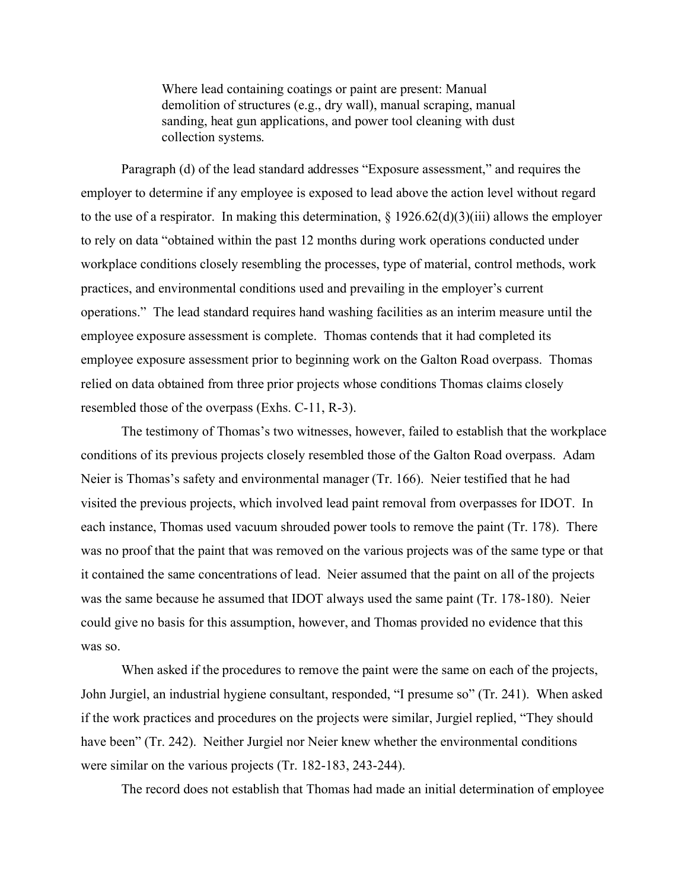> Where lead containing coatings or paint are present: Manual demolition of structures (e.g., dry wall), manual scraping, manual sanding, heat gun applications, and power tool cleaning with dust collection systems.

Paragraph (d) of the lead standard addresses "Exposure assessment," and requires the employer to determine if any employee is exposed to lead above the action level without regard to the use of a respirator. In making this determination, § 1926.62(d)(3)(iii) allows the employer to rely on data "obtained within the past 12 months during work operations conducted under workplace conditions closely resembling the processes, type of material, control methods, work practices, and environmental conditions used and prevailing in the employer's current operations." The lead standard requires hand washing facilities as an interim measure until the employee exposure assessment is complete. Thomas contends that it had completed its employee exposure assessment prior to beginning work on the Galton Road overpass. Thomas relied on data obtained from three prior projects whose conditions Thomas claims closely resembled those of the overpass (Exhs. C-11, R-3).

The testimony of Thomas's two witnesses, however, failed to establish that the workplace conditions of its previous projects closely resembled those of the Galton Road overpass. Adam Neier is Thomas's safety and environmental manager (Tr. 166). Neier testified that he had visited the previous projects, which involved lead paint removal from overpasses for IDOT. In each instance, Thomas used vacuum shrouded power tools to remove the paint (Tr. 178). There was no proof that the paint that was removed on the various projects was of the same type or that it contained the same concentrations of lead. Neier assumed that the paint on all of the projects was the same because he assumed that IDOT always used the same paint (Tr. 178-180). Neier could give no basis for this assumption, however, and Thomas provided no evidence that this was so.

When asked if the procedures to remove the paint were the same on each of the projects, John Jurgiel, an industrial hygiene consultant, responded, "I presume so" (Tr. 241). When asked if the work practices and procedures on the projects were similar, Jurgiel replied, "They should have been" (Tr. 242). Neither Jurgiel nor Neier knew whether the environmental conditions were similar on the various projects (Tr. 182-183, 243-244).

The record does not establish that Thomas had made an initial determination of employee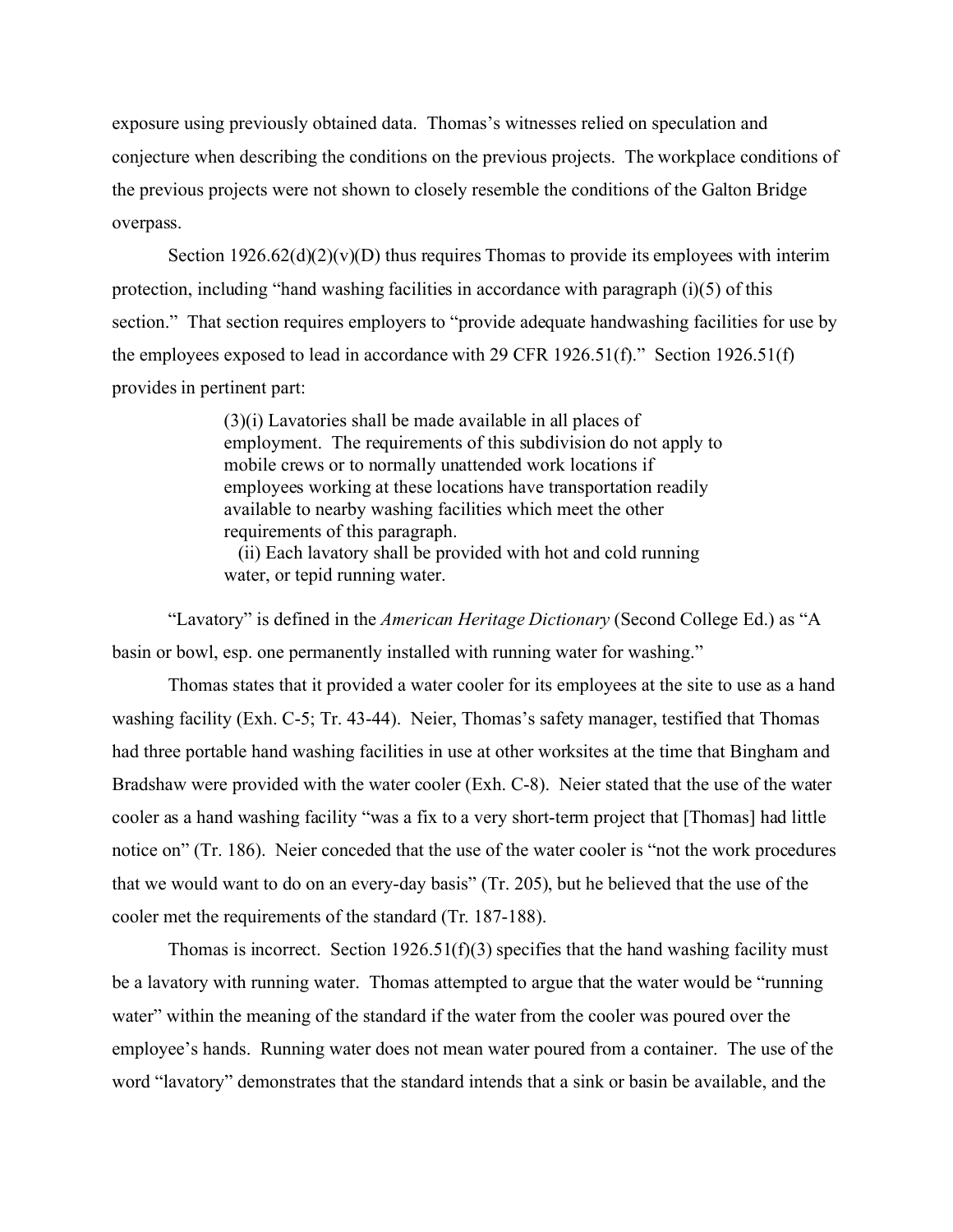exposure using previously obtained data. Thomas's witnesses relied on speculation and conjecture when describing the conditions on the previous projects. The workplace conditions of the previous projects were not shown to closely resemble the conditions of the Galton Bridge overpass.

Section 1926.62(d)(2)(v)(D) thus requires Thomas to provide its employees with interim protection, including "hand washing facilities in accordance with paragraph (i)(5) of this section." That section requires employers to "provide adequate handwashing facilities for use by the employees exposed to lead in accordance with 29 CFR 1926.51(f)." Section 1926.51(f) provides in pertinent part:

> (3)(i) Lavatories shall be made available in all places of employment. The requirements of this subdivision do not apply to mobile crews or to normally unattended work locations if employees working at these locations have transportation readily available to nearby washing facilities which meet the other requirements of this paragraph.
>
> (ii) Each lavatory shall be provided with hot and cold running water, or tepid running water.

"Lavatory" is defined in the *American Heritage Dictionary* (Second College Ed.) as "A basin or bowl, esp. one permanently installed with running water for washing."

Thomas states that it provided a water cooler for its employees at the site to use as a hand washing facility (Exh. C-5; Tr. 43-44). Neier, Thomas's safety manager, testified that Thomas had three portable hand washing facilities in use at other worksites at the time that Bingham and Bradshaw were provided with the water cooler (Exh. C-8). Neier stated that the use of the water cooler as a hand washing facility "was a fix to a very short-term project that [Thomas] had little notice on" (Tr. 186). Neier conceded that the use of the water cooler is "not the work procedures that we would want to do on an every-day basis" (Tr. 205), but he believed that the use of the cooler met the requirements of the standard (Tr. 187-188).

Thomas is incorrect. Section 1926.51(f)(3) specifies that the hand washing facility must be a lavatory with running water. Thomas attempted to argue that the water would be "running water" within the meaning of the standard if the water from the cooler was poured over the employee's hands. Running water does not mean water poured from a container. The use of the word "lavatory" demonstrates that the standard intends that a sink or basin be available, and the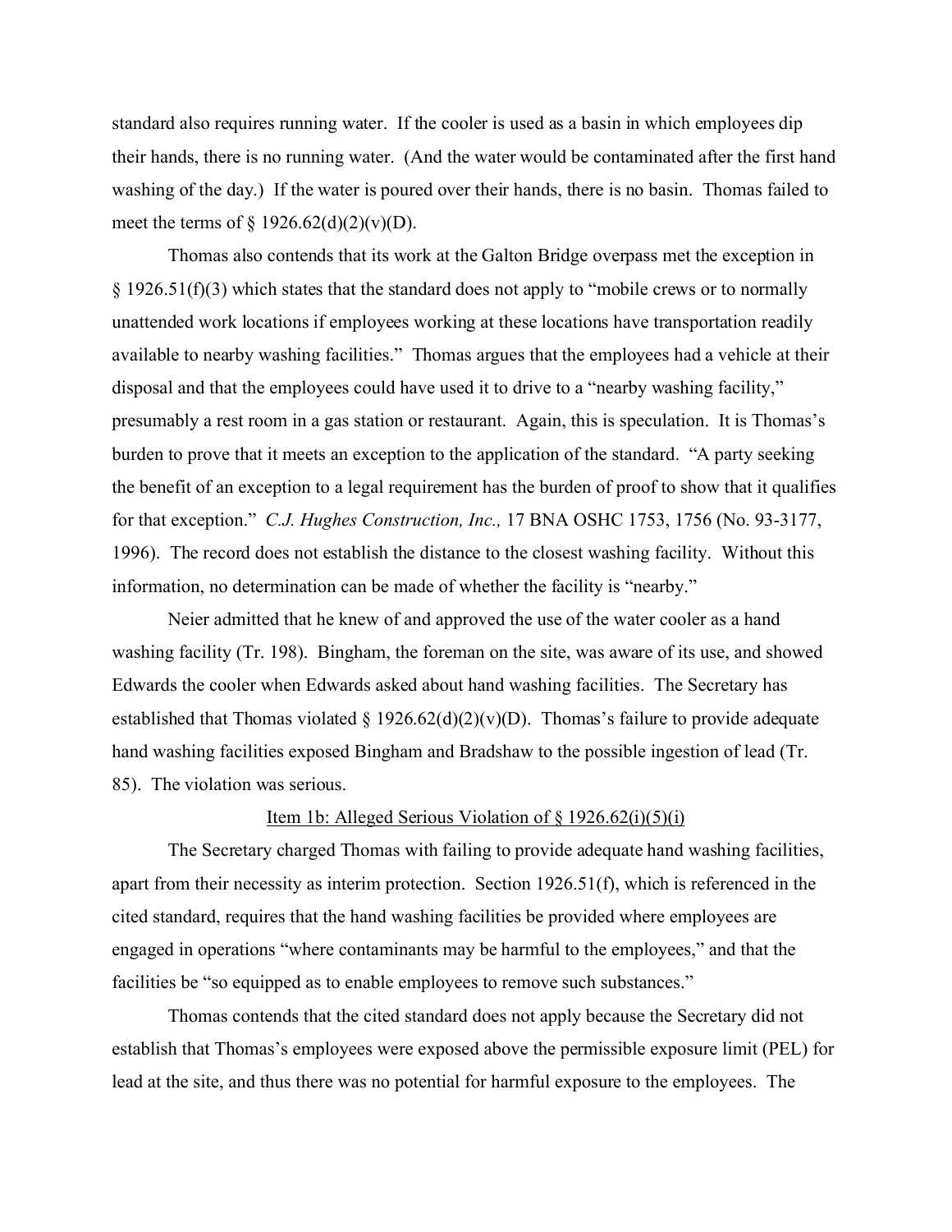standard also requires running water. If the cooler is used as a basin in which employees dip their hands, there is no running water. (And the water would be contaminated after the first hand washing of the day.) If the water is poured over their hands, there is no basin. Thomas failed to meet the terms of § 1926.62(d)(2)(v)(D).

Thomas also contends that its work at the Galton Bridge overpass met the exception in § 1926.51(f)(3) which states that the standard does not apply to "mobile crews or to normally unattended work locations if employees working at these locations have transportation readily available to nearby washing facilities." Thomas argues that the employees had a vehicle at their disposal and that the employees could have used it to drive to a "nearby washing facility," presumably a rest room in a gas station or restaurant. Again, this is speculation. It is Thomas's burden to prove that it meets an exception to the application of the standard. "A party seeking the benefit of an exception to a legal requirement has the burden of proof to show that it qualifies for that exception." *C.J. Hughes Construction, Inc.,* 17 BNA OSHC 1753, 1756 (No. 93-3177, 1996). The record does not establish the distance to the closest washing facility. Without this information, no determination can be made of whether the facility is "nearby."

Neier admitted that he knew of and approved the use of the water cooler as a hand washing facility (Tr. 198). Bingham, the foreman on the site, was aware of its use, and showed Edwards the cooler when Edwards asked about hand washing facilities. The Secretary has established that Thomas violated § 1926.62(d)(2)(v)(D). Thomas's failure to provide adequate hand washing facilities exposed Bingham and Bradshaw to the possible ingestion of lead (Tr. 85). The violation was serious.

<u>Item 1b: Alleged Serious Violation of § 1926.62(i)(5)(i)</u>

The Secretary charged Thomas with failing to provide adequate hand washing facilities, apart from their necessity as interim protection. Section 1926.51(f), which is referenced in the cited standard, requires that the hand washing facilities be provided where employees are engaged in operations "where contaminants may be harmful to the employees," and that the facilities be "so equipped as to enable employees to remove such substances."

Thomas contends that the cited standard does not apply because the Secretary did not establish that Thomas's employees were exposed above the permissible exposure limit (PEL) for lead at the site, and thus there was no potential for harmful exposure to the employees. The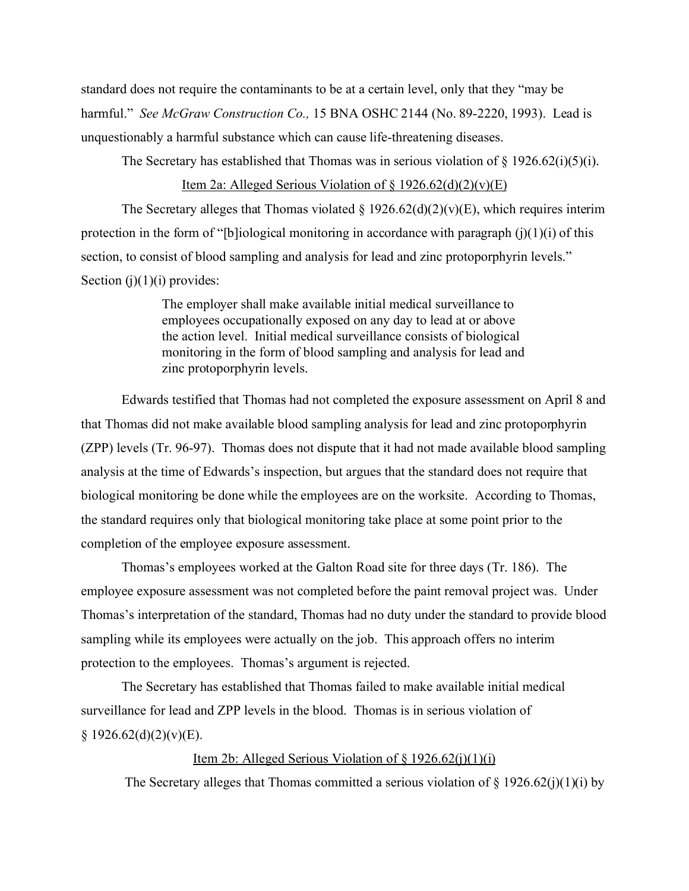standard does not require the contaminants to be at a certain level, only that they "may be harmful." *See McGraw Construction Co.,* 15 BNA OSHC 2144 (No. 89-2220, 1993). Lead is unquestionably a harmful substance which can cause life-threatening diseases.

The Secretary has established that Thomas was in serious violation of § 1926.62(i)(5)(i).

Item 2a: Alleged Serious Violation of § 1926.62(d)(2)(v)(E)

The Secretary alleges that Thomas violated § 1926.62(d)(2)(v)(E), which requires interim protection in the form of "[b]iological monitoring in accordance with paragraph (j)(1)(i) of this section, to consist of blood sampling and analysis for lead and zinc protoporphyrin levels." Section (j)(1)(i) provides:

> The employer shall make available initial medical surveillance to employees occupationally exposed on any day to lead at or above the action level. Initial medical surveillance consists of biological monitoring in the form of blood sampling and analysis for lead and zinc protoporphyrin levels.

Edwards testified that Thomas had not completed the exposure assessment on April 8 and that Thomas did not make available blood sampling analysis for lead and zinc protoporphyrin (ZPP) levels (Tr. 96-97). Thomas does not dispute that it had not made available blood sampling analysis at the time of Edwards's inspection, but argues that the standard does not require that biological monitoring be done while the employees are on the worksite. According to Thomas, the standard requires only that biological monitoring take place at some point prior to the completion of the employee exposure assessment.

Thomas's employees worked at the Galton Road site for three days (Tr. 186). The employee exposure assessment was not completed before the paint removal project was. Under Thomas's interpretation of the standard, Thomas had no duty under the standard to provide blood sampling while its employees were actually on the job. This approach offers no interim protection to the employees. Thomas's argument is rejected.

The Secretary has established that Thomas failed to make available initial medical surveillance for lead and ZPP levels in the blood. Thomas is in serious violation of § 1926.62(d)(2)(v)(E).

Item 2b: Alleged Serious Violation of § 1926.62(j)(1)(i)

The Secretary alleges that Thomas committed a serious violation of § 1926.62(j)(1)(i) by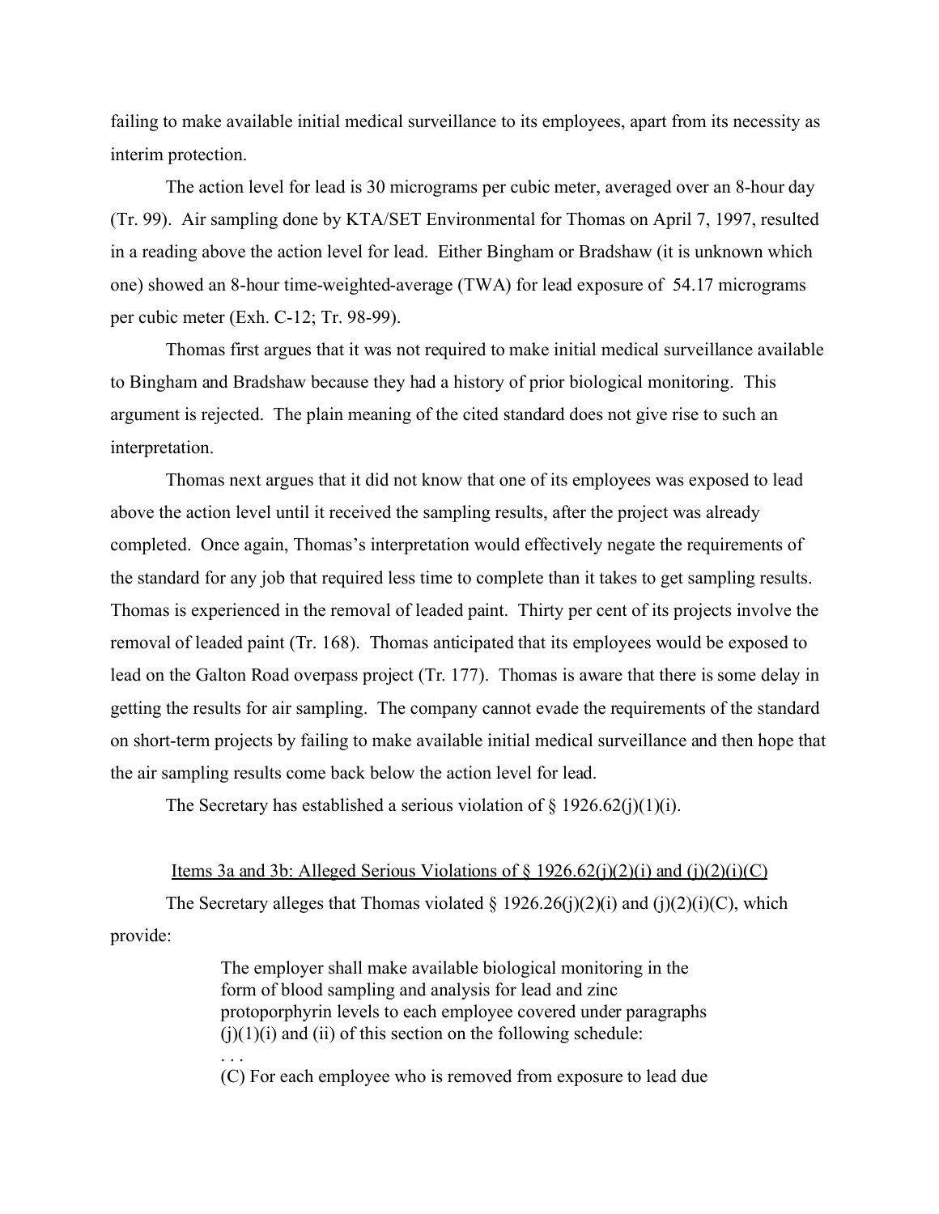failing to make available initial medical surveillance to its employees, apart from its necessity as interim protection.

The action level for lead is 30 micrograms per cubic meter, averaged over an 8-hour day (Tr. 99). Air sampling done by KTA/SET Environmental for Thomas on April 7, 1997, resulted in a reading above the action level for lead. Either Bingham or Bradshaw (it is unknown which one) showed an 8-hour time-weighted-average (TWA) for lead exposure of 54.17 micrograms per cubic meter (Exh. C-12; Tr. 98-99).

Thomas first argues that it was not required to make initial medical surveillance available to Bingham and Bradshaw because they had a history of prior biological monitoring. This argument is rejected. The plain meaning of the cited standard does not give rise to such an interpretation.

Thomas next argues that it did not know that one of its employees was exposed to lead above the action level until it received the sampling results, after the project was already completed. Once again, Thomas's interpretation would effectively negate the requirements of the standard for any job that required less time to complete than it takes to get sampling results. Thomas is experienced in the removal of leaded paint. Thirty per cent of its projects involve the removal of leaded paint (Tr. 168). Thomas anticipated that its employees would be exposed to lead on the Galton Road overpass project (Tr. 177). Thomas is aware that there is some delay in getting the results for air sampling. The company cannot evade the requirements of the standard on short-term projects by failing to make available initial medical surveillance and then hope that the air sampling results come back below the action level for lead.

The Secretary has established a serious violation of § 1926.62(j)(1)(i).

<u>Items 3a and 3b: Alleged Serious Violations of § 1926.62(j)(2)(i) and (j)(2)(i)(C)</u>

The Secretary alleges that Thomas violated § 1926.26(j)(2)(i) and (j)(2)(i)(C), which provide:

> The employer shall make available biological monitoring in the form of blood sampling and analysis for lead and zinc protoporphyrin levels to each employee covered under paragraphs (j)(1)(i) and (ii) of this section on the following schedule:
> . . .
> (C) For each employee who is removed from exposure to lead due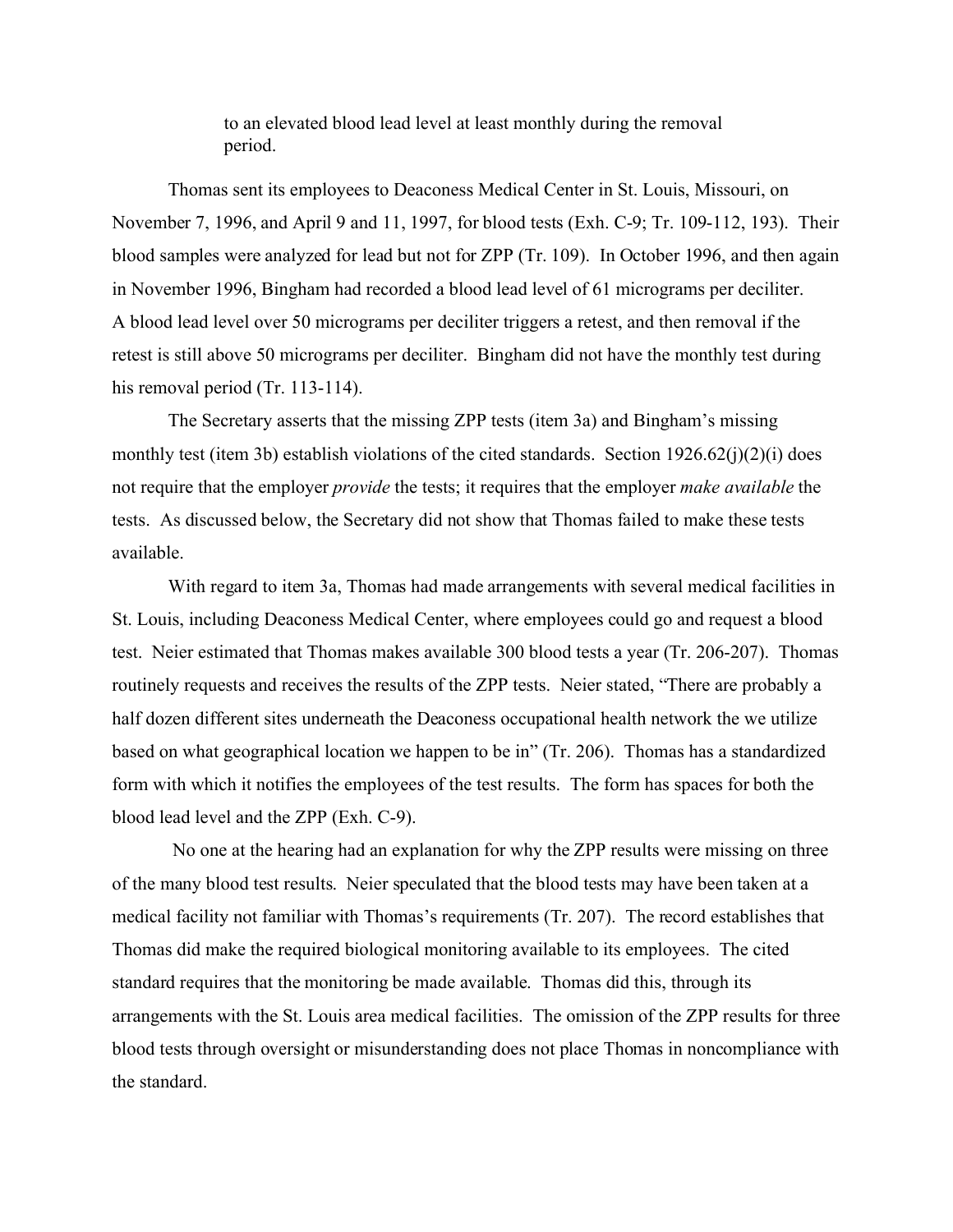> to an elevated blood lead level at least monthly during the removal period.

Thomas sent its employees to Deaconess Medical Center in St. Louis, Missouri, on November 7, 1996, and April 9 and 11, 1997, for blood tests (Exh. C-9; Tr. 109-112, 193). Their blood samples were analyzed for lead but not for ZPP (Tr. 109). In October 1996, and then again in November 1996, Bingham had recorded a blood lead level of 61 micrograms per deciliter. A blood lead level over 50 micrograms per deciliter triggers a retest, and then removal if the retest is still above 50 micrograms per deciliter. Bingham did not have the monthly test during his removal period (Tr. 113-114).

The Secretary asserts that the missing ZPP tests (item 3a) and Bingham's missing monthly test (item 3b) establish violations of the cited standards. Section 1926.62(j)(2)(i) does not require that the employer *provide* the tests; it requires that the employer *make available* the tests. As discussed below, the Secretary did not show that Thomas failed to make these tests available.

With regard to item 3a, Thomas had made arrangements with several medical facilities in St. Louis, including Deaconess Medical Center, where employees could go and request a blood test. Neier estimated that Thomas makes available 300 blood tests a year (Tr. 206-207). Thomas routinely requests and receives the results of the ZPP tests. Neier stated, "There are probably a half dozen different sites underneath the Deaconess occupational health network the we utilize based on what geographical location we happen to be in" (Tr. 206). Thomas has a standardized form with which it notifies the employees of the test results. The form has spaces for both the blood lead level and the ZPP (Exh. C-9).

No one at the hearing had an explanation for why the ZPP results were missing on three of the many blood test results. Neier speculated that the blood tests may have been taken at a medical facility not familiar with Thomas's requirements (Tr. 207). The record establishes that Thomas did make the required biological monitoring available to its employees. The cited standard requires that the monitoring be made available. Thomas did this, through its arrangements with the St. Louis area medical facilities. The omission of the ZPP results for three blood tests through oversight or misunderstanding does not place Thomas in noncompliance with the standard.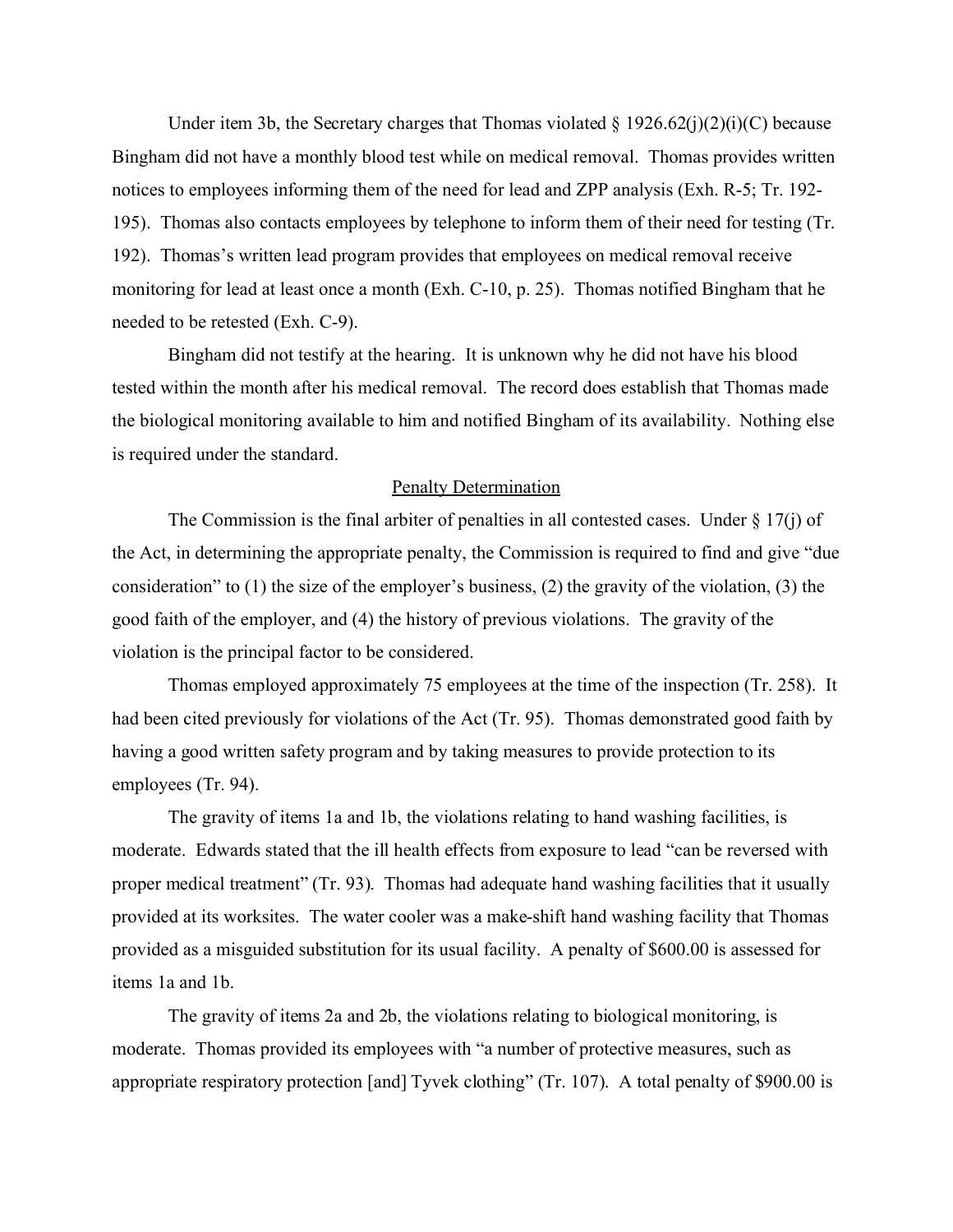Under item 3b, the Secretary charges that Thomas violated § 1926.62(j)(2)(i)(C) because Bingham did not have a monthly blood test while on medical removal. Thomas provides written notices to employees informing them of the need for lead and ZPP analysis (Exh. R-5; Tr. 192-195). Thomas also contacts employees by telephone to inform them of their need for testing (Tr. 192). Thomas's written lead program provides that employees on medical removal receive monitoring for lead at least once a month (Exh. C-10, p. 25). Thomas notified Bingham that he needed to be retested (Exh. C-9).

Bingham did not testify at the hearing. It is unknown why he did not have his blood tested within the month after his medical removal. The record does establish that Thomas made the biological monitoring available to him and notified Bingham of its availability. Nothing else is required under the standard.

## Penalty Determination

The Commission is the final arbiter of penalties in all contested cases. Under § 17(j) of the Act, in determining the appropriate penalty, the Commission is required to find and give "due consideration" to (1) the size of the employer's business, (2) the gravity of the violation, (3) the good faith of the employer, and (4) the history of previous violations. The gravity of the violation is the principal factor to be considered.

Thomas employed approximately 75 employees at the time of the inspection (Tr. 258). It had been cited previously for violations of the Act (Tr. 95). Thomas demonstrated good faith by having a good written safety program and by taking measures to provide protection to its employees (Tr. 94).

The gravity of items 1a and 1b, the violations relating to hand washing facilities, is moderate. Edwards stated that the ill health effects from exposure to lead "can be reversed with proper medical treatment" (Tr. 93). Thomas had adequate hand washing facilities that it usually provided at its worksites. The water cooler was a make-shift hand washing facility that Thomas provided as a misguided substitution for its usual facility. A penalty of $600.00 is assessed for items 1a and 1b.

The gravity of items 2a and 2b, the violations relating to biological monitoring, is moderate. Thomas provided its employees with "a number of protective measures, such as appropriate respiratory protection [and] Tyvek clothing" (Tr. 107). A total penalty of $900.00 is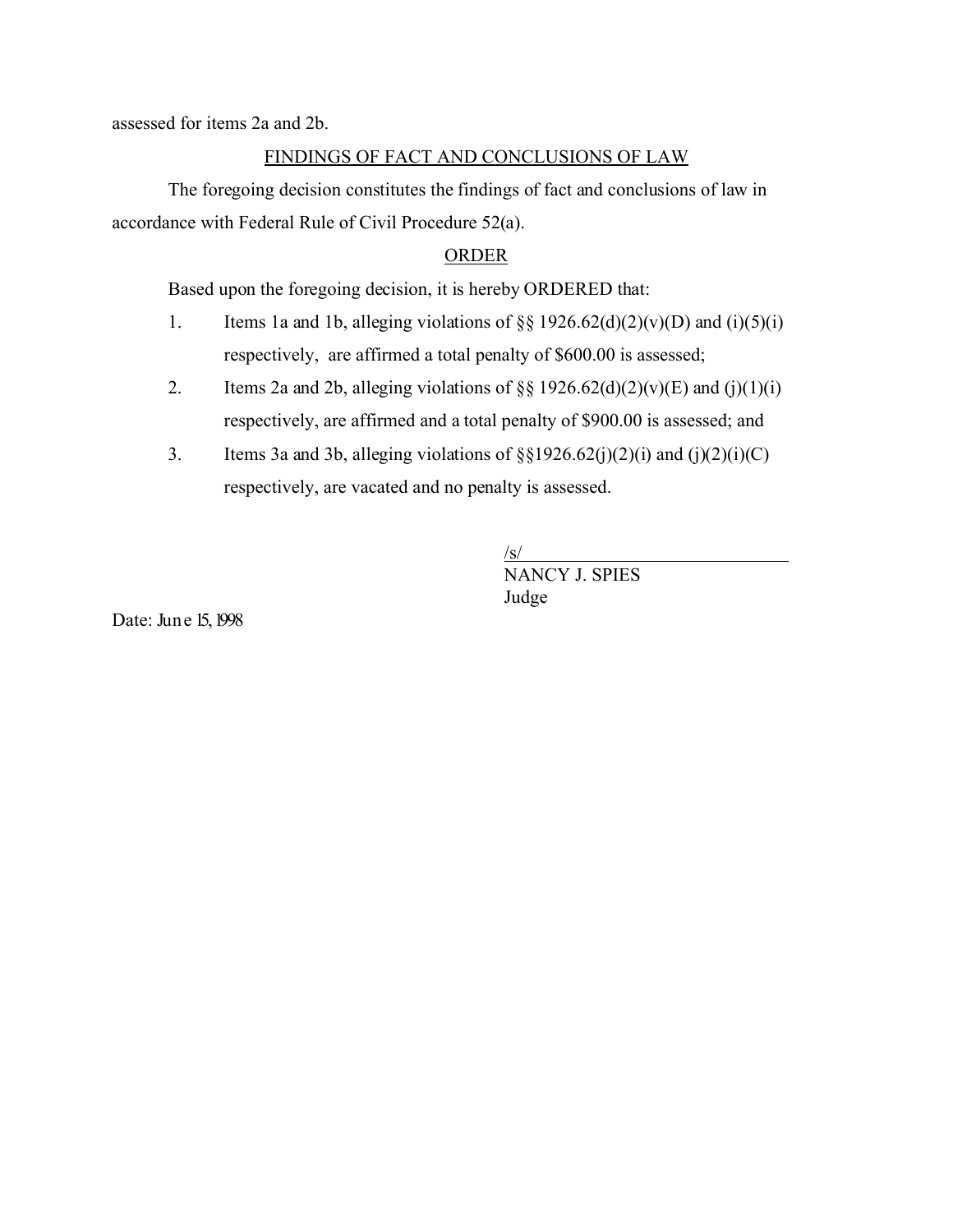assessed for items 2a and 2b.

## FINDINGS OF FACT AND CONCLUSIONS OF LAW

The foregoing decision constitutes the findings of fact and conclusions of law in accordance with Federal Rule of Civil Procedure 52(a).

## ORDER

Based upon the foregoing decision, it is hereby ORDERED that:

1. Items 1a and 1b, alleging violations of §§ 1926.62(d)(2)(v)(D) and (i)(5)(i) respectively, are affirmed a total penalty of $600.00 is assessed;
2. Items 2a and 2b, alleging violations of §§ 1926.62(d)(2)(v)(E) and (j)(1)(i) respectively, are affirmed and a total penalty of $900.00 is assessed; and
3. Items 3a and 3b, alleging violations of §§1926.62(j)(2)(i) and (j)(2)(i)(C) respectively, are vacated and no penalty is assessed.

/s/
NANCY J. SPIES
Judge

Date: June 15, 1998